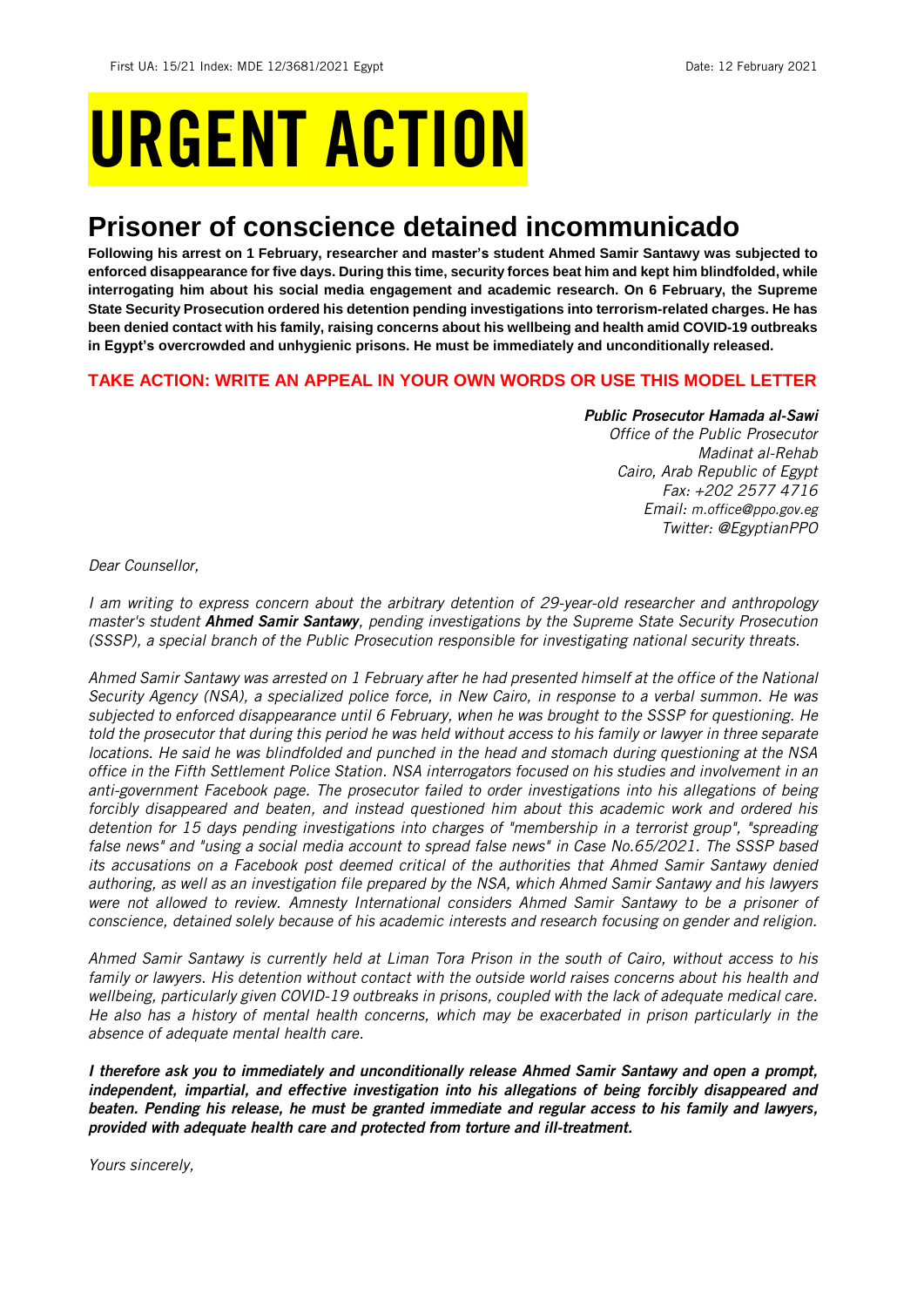First UA: 15/21 Index: MDE 12/3681/2021 Egypt Date: 12 February 2021

# URGENT ACTION

## Prisoner of conscience detained incommunicado

**Following his arrest on 1 February, researcher and master's student Ahmed Samir Santawy was subjected to enforced disappearance for five days. During this time, security forces beat him and kept him blindfolded, while interrogating him about his social media engagement and academic research. On 6 February, the Supreme State Security Prosecution ordered his detention pending investigations into terrorism-related charges. He has been denied contact with his family, raising concerns about his wellbeing and health amid COVID-19 outbreaks in Egypt's overcrowded and unhygienic prisons. He must be immediately and unconditionally released.**

**TAKE ACTION: WRITE AN APPEAL IN YOUR OWN WORDS OR USE THIS MODEL LETTER**

***Public Prosecutor Hamada al-Sawi***
*Office of the Public Prosecutor*
*Madinat al-Rehab*
*Cairo, Arab Republic of Egypt*
*Fax: +202 2577 4716*
*Email: m.office@ppo.gov.eg*
*Twitter: @EgyptianPPO*

*Dear Counsellor,*

*I am writing to express concern about the arbitrary detention of 29-year-old researcher and anthropology master's student **Ahmed Samir Santawy**, pending investigations by the Supreme State Security Prosecution (SSSP), a special branch of the Public Prosecution responsible for investigating national security threats.*

*Ahmed Samir Santawy was arrested on 1 February after he had presented himself at the office of the National Security Agency (NSA), a specialized police force, in New Cairo, in response to a verbal summon. He was subjected to enforced disappearance until 6 February, when he was brought to the SSSP for questioning. He told the prosecutor that during this period he was held without access to his family or lawyer in three separate locations. He said he was blindfolded and punched in the head and stomach during questioning at the NSA office in the Fifth Settlement Police Station. NSA interrogators focused on his studies and involvement in an anti-government Facebook page. The prosecutor failed to order investigations into his allegations of being forcibly disappeared and beaten, and instead questioned him about this academic work and ordered his detention for 15 days pending investigations into charges of "membership in a terrorist group", "spreading false news" and "using a social media account to spread false news" in Case No.65/2021. The SSSP based its accusations on a Facebook post deemed critical of the authorities that Ahmed Samir Santawy denied authoring, as well as an investigation file prepared by the NSA, which Ahmed Samir Santawy and his lawyers were not allowed to review. Amnesty International considers Ahmed Samir Santawy to be a prisoner of conscience, detained solely because of his academic interests and research focusing on gender and religion.*

*Ahmed Samir Santawy is currently held at Liman Tora Prison in the south of Cairo, without access to his family or lawyers. His detention without contact with the outside world raises concerns about his health and wellbeing, particularly given COVID-19 outbreaks in prisons, coupled with the lack of adequate medical care. He also has a history of mental health concerns, which may be exacerbated in prison particularly in the absence of adequate mental health care.*

***I therefore ask you to immediately and unconditionally release Ahmed Samir Santawy and open a prompt, independent, impartial, and effective investigation into his allegations of being forcibly disappeared and beaten. Pending his release, he must be granted immediate and regular access to his family and lawyers, provided with adequate health care and protected from torture and ill-treatment.***

*Yours sincerely,*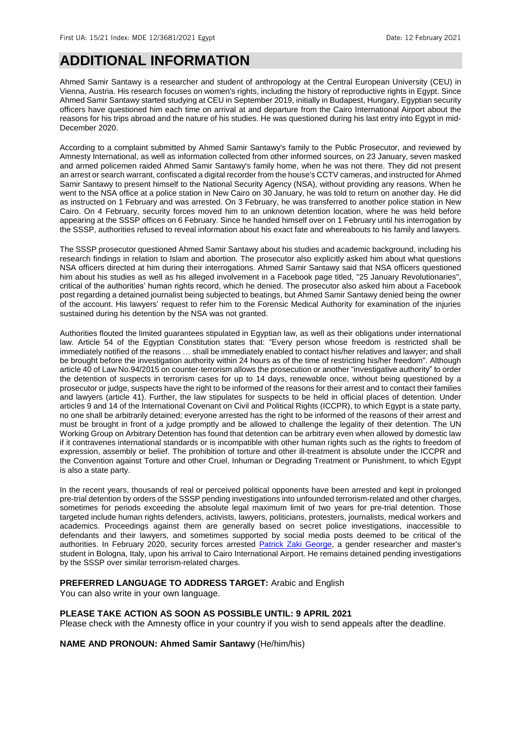# ADDITIONAL INFORMATION

Ahmed Samir Santawy is a researcher and student of anthropology at the Central European University (CEU) in Vienna, Austria. His research focuses on women's rights, including the history of reproductive rights in Egypt. Since Ahmed Samir Santawy started studying at CEU in September 2019, initially in Budapest, Hungary, Egyptian security officers have questioned him each time on arrival at and departure from the Cairo International Airport about the reasons for his trips abroad and the nature of his studies. He was questioned during his last entry into Egypt in mid-December 2020.

According to a complaint submitted by Ahmed Samir Santawy's family to the Public Prosecutor, and reviewed by Amnesty International, as well as information collected from other informed sources, on 23 January, seven masked and armed policemen raided Ahmed Samir Santawy's family home, when he was not there. They did not present an arrest or search warrant, confiscated a digital recorder from the house's CCTV cameras, and instructed for Ahmed Samir Santawy to present himself to the National Security Agency (NSA), without providing any reasons. When he went to the NSA office at a police station in New Cairo on 30 January, he was told to return on another day. He did as instructed on 1 February and was arrested. On 3 February, he was transferred to another police station in New Cairo. On 4 February, security forces moved him to an unknown detention location, where he was held before appearing at the SSSP offices on 6 February. Since he handed himself over on 1 February until his interrogation by the SSSP, authorities refused to reveal information about his exact fate and whereabouts to his family and lawyers.

The SSSP prosecutor questioned Ahmed Samir Santawy about his studies and academic background, including his research findings in relation to Islam and abortion. The prosecutor also explicitly asked him about what questions NSA officers directed at him during their interrogations. Ahmed Samir Santawy said that NSA officers questioned him about his studies as well as his alleged involvement in a Facebook page titled, "25 January Revolutionaries", critical of the authorities' human rights record, which he denied. The prosecutor also asked him about a Facebook post regarding a detained journalist being subjected to beatings, but Ahmed Samir Santawy denied being the owner of the account. His lawyers' request to refer him to the Forensic Medical Authority for examination of the injuries sustained during his detention by the NSA was not granted.

Authorities flouted the limited guarantees stipulated in Egyptian law, as well as their obligations under international law. Article 54 of the Egyptian Constitution states that: "Every person whose freedom is restricted shall be immediately notified of the reasons … shall be immediately enabled to contact his/her relatives and lawyer; and shall be brought before the investigation authority within 24 hours as of the time of restricting his/her freedom". Although article 40 of Law No.94/2015 on counter-terrorism allows the prosecution or another "investigative authority" to order the detention of suspects in terrorism cases for up to 14 days, renewable once, without being questioned by a prosecutor or judge, suspects have the right to be informed of the reasons for their arrest and to contact their families and lawyers (article 41). Further, the law stipulates for suspects to be held in official places of detention. Under articles 9 and 14 of the International Covenant on Civil and Political Rights (ICCPR), to which Egypt is a state party, no one shall be arbitrarily detained; everyone arrested has the right to be informed of the reasons of their arrest and must be brought in front of a judge promptly and be allowed to challenge the legality of their detention. The UN Working Group on Arbitrary Detention has found that detention can be arbitrary even when allowed by domestic law if it contravenes international standards or is incompatible with other human rights such as the rights to freedom of expression, assembly or belief. The prohibition of torture and other ill-treatment is absolute under the ICCPR and the Convention against Torture and other Cruel, Inhuman or Degrading Treatment or Punishment, to which Egypt is also a state party.

In the recent years, thousands of real or perceived political opponents have been arrested and kept in prolonged pre-trial detention by orders of the SSSP pending investigations into unfounded terrorism-related and other charges, sometimes for periods exceeding the absolute legal maximum limit of two years for pre-trial detention. Those targeted include human rights defenders, activists, lawyers, politicians, protesters, journalists, medical workers and academics. Proceedings against them are generally based on secret police investigations, inaccessible to defendants and their lawyers, and sometimes supported by social media posts deemed to be critical of the authorities. In February 2020, security forces arrested Patrick Zaki George, a gender researcher and master's student in Bologna, Italy, upon his arrival to Cairo International Airport. He remains detained pending investigations by the SSSP over similar terrorism-related charges.

**PREFERRED LANGUAGE TO ADDRESS TARGET:** Arabic and English
You can also write in your own language.

**PLEASE TAKE ACTION AS SOON AS POSSIBLE UNTIL: 9 APRIL 2021**
Please check with the Amnesty office in your country if you wish to send appeals after the deadline.

**NAME AND PRONOUN: Ahmed Samir Santawy** (He/him/his)